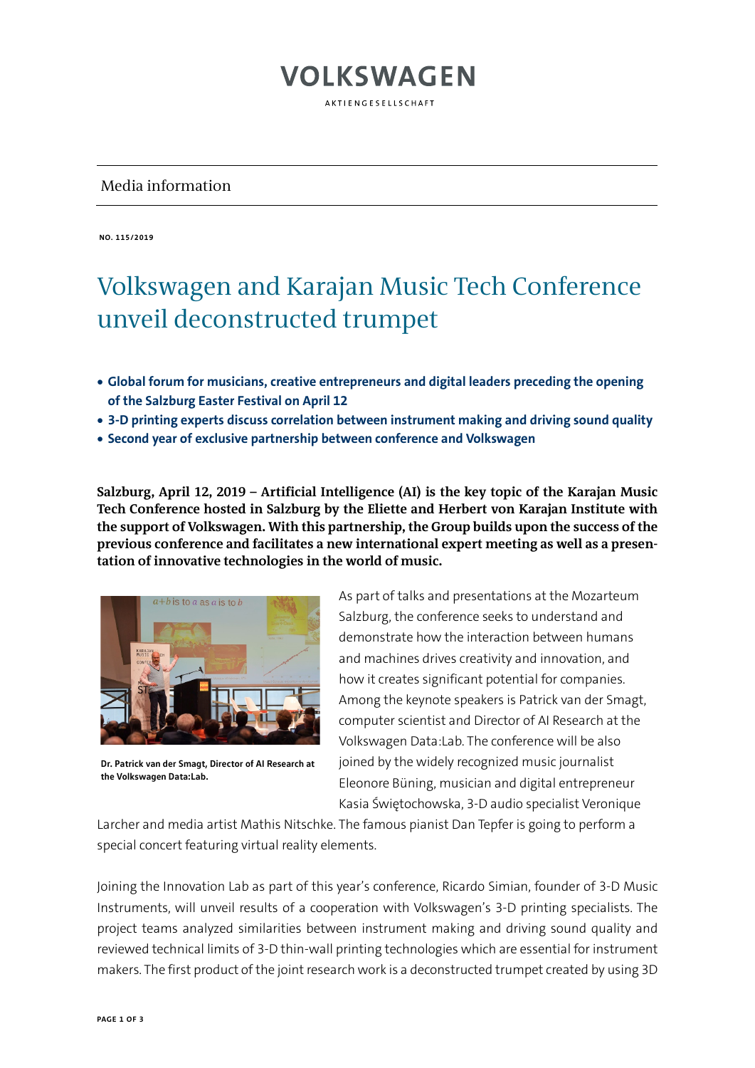VOLKSWAGEN

AKTIENGESELLSCHAFT

Media information

**NO. 115/2019**

# Volkswagen and Karajan Music Tech Conference unveil deconstructed trumpet

- **Global forum for musicians, creative entrepreneurs and digital leaders preceding the opening of the Salzburg Easter Festival on April 12**
- **3-D printing experts discuss correlation between instrument making and driving sound quality**
- **Second year of exclusive partnership between conference and Volkswagen**

**Salzburg, April 12, 2019 – Artificial Intelligence (AI) is the key topic of the Karajan Music Tech Conference hosted in Salzburg by the Eliette and Herbert von Karajan Institute with the support of Volkswagen. With this partnership, the Group builds upon the success of the previous conference and facilitates a new international expert meeting as well as a presentation of innovative technologies in the world of music.**

**Dr. Patrick van der Smagt, Director of AI Research at the Volkswagen Data:Lab.**

As part of talks and presentations at the Mozarteum Salzburg, the conference seeks to understand and demonstrate how the interaction between humans and machines drives creativity and innovation, and how it creates significant potential for companies. Among the keynote speakers is Patrick van der Smagt, computer scientist and Director of AI Research at the Volkswagen Data:Lab. The conference will be also joined by the widely recognized music journalist Eleonore Büning, musician and digital entrepreneur Kasia Świętochowska, 3-D audio specialist Veronique Larcher and media artist Mathis Nitschke. The famous pianist Dan Tepfer is going to perform a special concert featuring virtual reality elements.

Joining the Innovation Lab as part of this year's conference, Ricardo Simian, founder of 3-D Music Instruments, will unveil results of a cooperation with Volkswagen's 3-D printing specialists. The project teams analyzed similarities between instrument making and driving sound quality and reviewed technical limits of 3-D thin-wall printing technologies which are essential for instrument makers. The first product of the joint research work is a deconstructed trumpet created by using 3D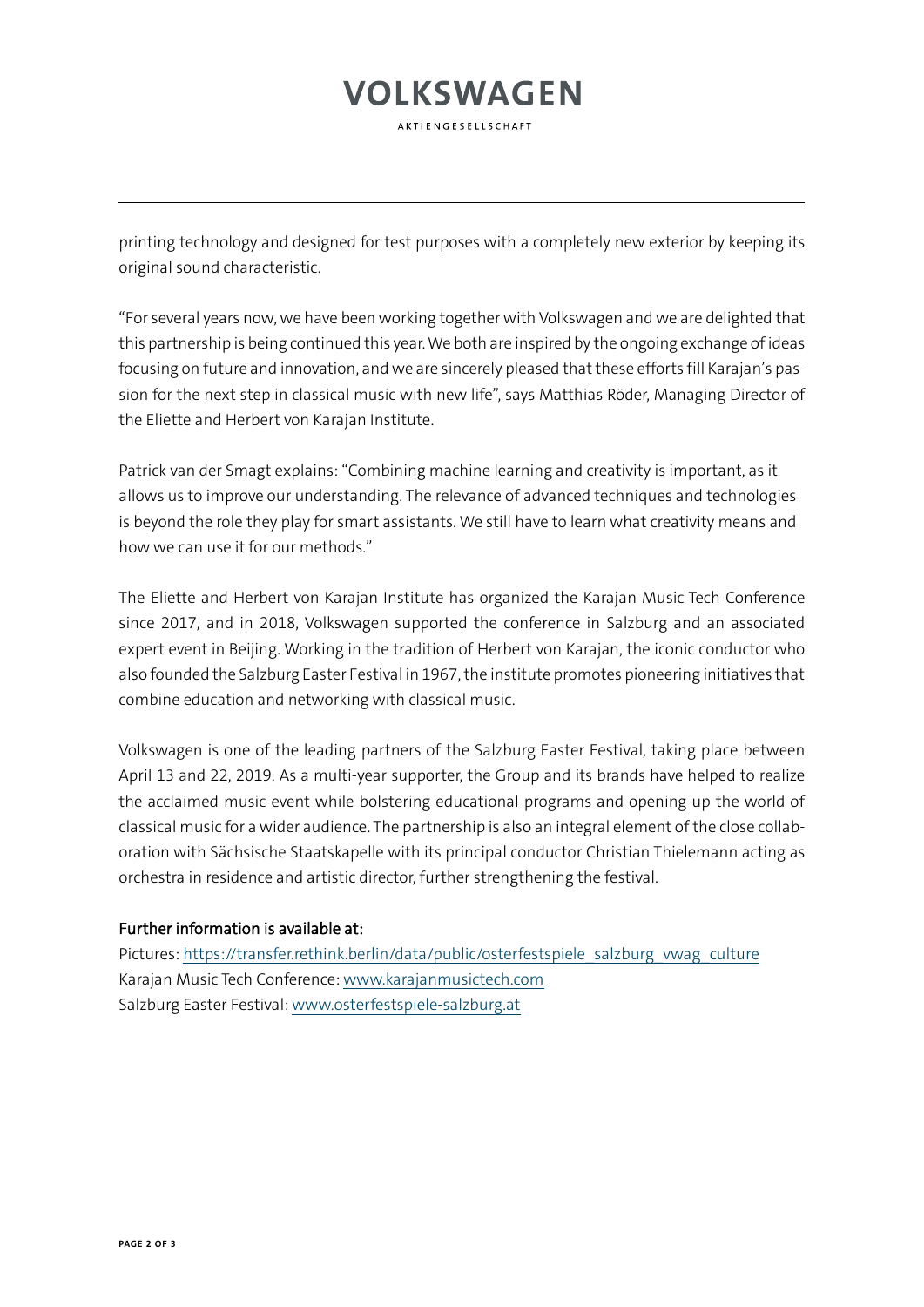printing technology and designed for test purposes with a completely new exterior by keeping its original sound characteristic.

"For several years now, we have been working together with Volkswagen and we are delighted that this partnership is being continued this year. We both are inspired by the ongoing exchange of ideas focusing on future and innovation, and we are sincerely pleased that these efforts fill Karajan's passion for the next step in classical music with new life", says Matthias Röder, Managing Director of the Eliette and Herbert von Karajan Institute.

Patrick van der Smagt explains: "Combining machine learning and creativity is important, as it allows us to improve our understanding. The relevance of advanced techniques and technologies is beyond the role they play for smart assistants. We still have to learn what creativity means and how we can use it for our methods."

The Eliette and Herbert von Karajan Institute has organized the Karajan Music Tech Conference since 2017, and in 2018, Volkswagen supported the conference in Salzburg and an associated expert event in Beijing. Working in the tradition of Herbert von Karajan, the iconic conductor who also founded the Salzburg Easter Festival in 1967, the institute promotes pioneering initiatives that combine education and networking with classical music.

Volkswagen is one of the leading partners of the Salzburg Easter Festival, taking place between April 13 and 22, 2019. As a multi-year supporter, the Group and its brands have helped to realize the acclaimed music event while bolstering educational programs and opening up the world of classical music for a wider audience. The partnership is also an integral element of the close collaboration with Sächsische Staatskapelle with its principal conductor Christian Thielemann acting as orchestra in residence and artistic director, further strengthening the festival.

**Further information is available at:**

Pictures: https://transfer.rethink.berlin/data/public/osterfestspiele_salzburg_vwag_culture
Karajan Music Tech Conference: www.karajanmusictech.com
Salzburg Easter Festival: www.osterfestspiele-salzburg.at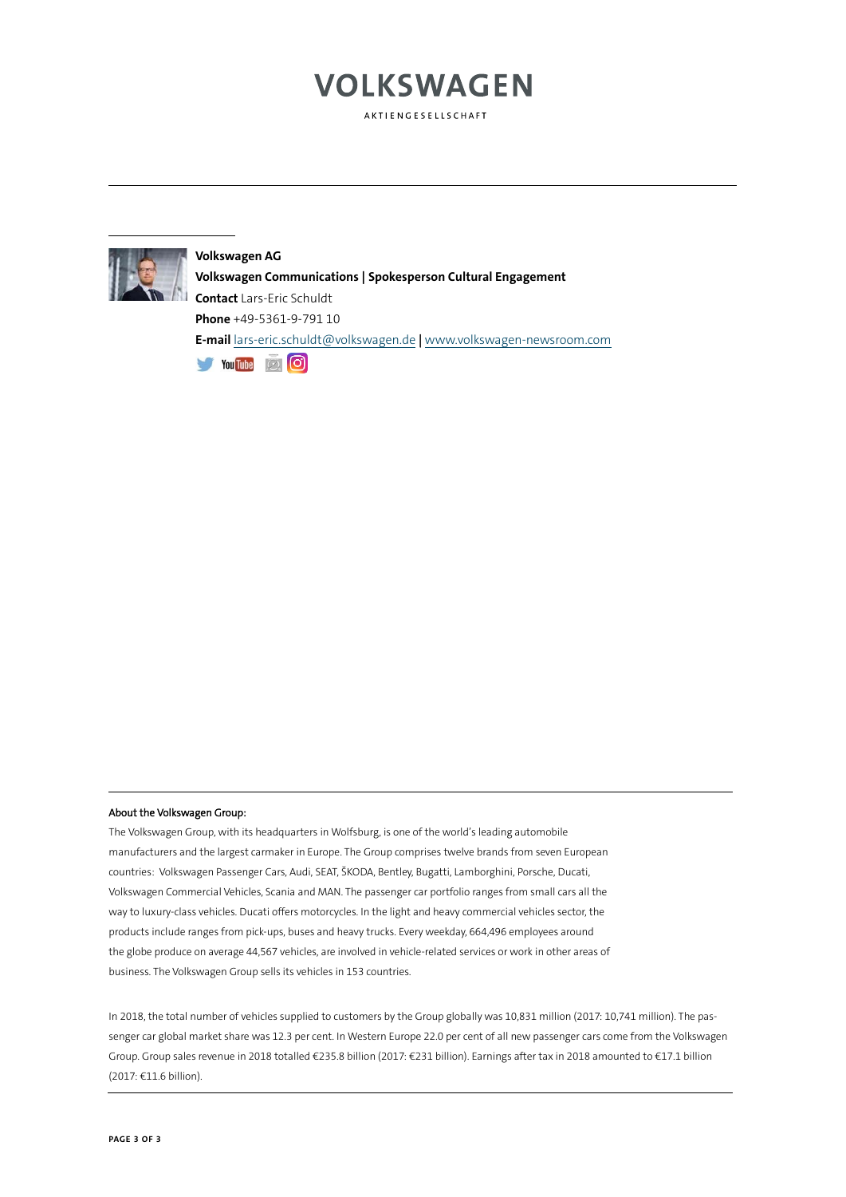**Volkswagen AG**

**Volkswagen Communications | Spokesperson Cultural Engagement**

**Contact** Lars-Eric Schuldt

**Phone** +49-5361-9-791 10

**E-mail** lars-eric.schuldt@volkswagen.de | www.volkswagen-newsroom.com

About the Volkswagen Group:

The Volkswagen Group, with its headquarters in Wolfsburg, is one of the world's leading automobile manufacturers and the largest carmaker in Europe. The Group comprises twelve brands from seven European countries: Volkswagen Passenger Cars, Audi, SEAT, ŠKODA, Bentley, Bugatti, Lamborghini, Porsche, Ducati, Volkswagen Commercial Vehicles, Scania and MAN. The passenger car portfolio ranges from small cars all the way to luxury-class vehicles. Ducati offers motorcycles. In the light and heavy commercial vehicles sector, the products include ranges from pick-ups, buses and heavy trucks. Every weekday, 664,496 employees around the globe produce on average 44,567 vehicles, are involved in vehicle-related services or work in other areas of business. The Volkswagen Group sells its vehicles in 153 countries.

In 2018, the total number of vehicles supplied to customers by the Group globally was 10,831 million (2017: 10,741 million). The passenger car global market share was 12.3 per cent. In Western Europe 22.0 per cent of all new passenger cars come from the Volkswagen Group. Group sales revenue in 2018 totalled €235.8 billion (2017: €231 billion). Earnings after tax in 2018 amounted to €17.1 billion (2017: €11.6 billion).